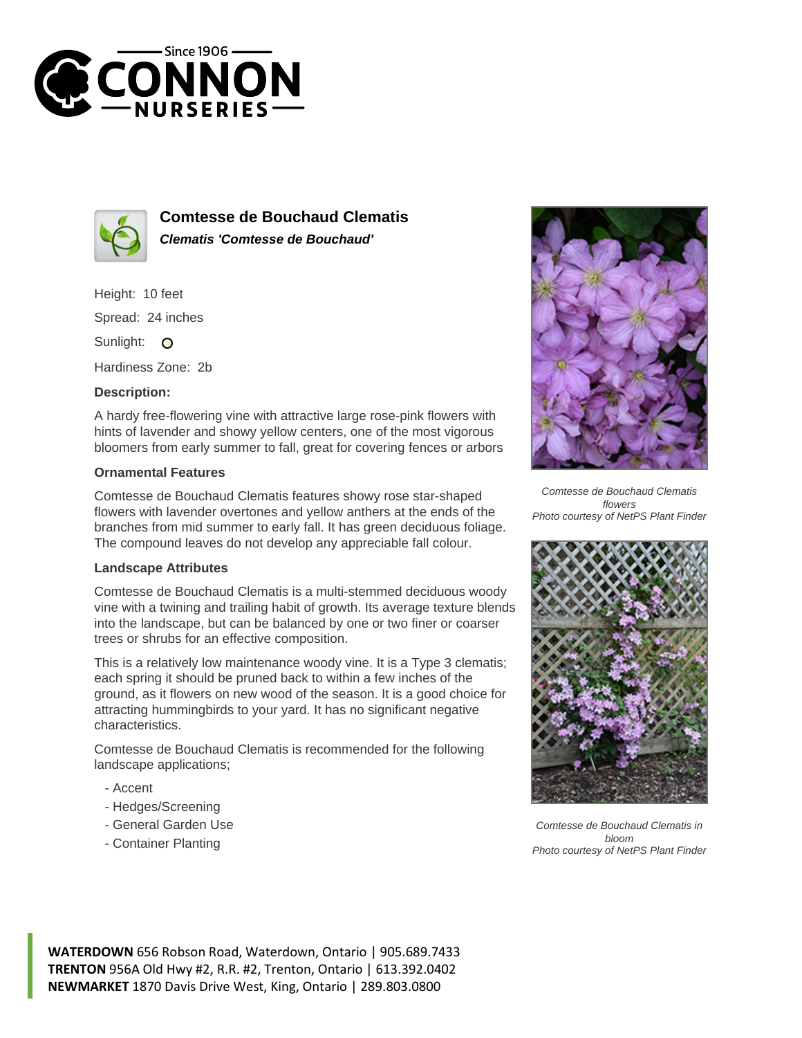# Comtesse de Bouchaud Clematis

***Clematis 'Comtesse de Bouchaud'***

Height: 10 feet

Spread: 24 inches

Sunlight: O

Hardiness Zone: 2b

### Description:

A hardy free-flowering vine with attractive large rose-pink flowers with hints of lavender and showy yellow centers, one of the most vigorous bloomers from early summer to fall, great for covering fences or arbors

### Ornamental Features

Comtesse de Bouchaud Clematis features showy rose star-shaped flowers with lavender overtones and yellow anthers at the ends of the branches from mid summer to early fall. It has green deciduous foliage. The compound leaves do not develop any appreciable fall colour.

### Landscape Attributes

Comtesse de Bouchaud Clematis is a multi-stemmed deciduous woody vine with a twining and trailing habit of growth. Its average texture blends into the landscape, but can be balanced by one or two finer or coarser trees or shrubs for an effective composition.

This is a relatively low maintenance woody vine. It is a Type 3 clematis; each spring it should be pruned back to within a few inches of the ground, as it flowers on new wood of the season. It is a good choice for attracting hummingbirds to your yard. It has no significant negative characteristics.

Comtesse de Bouchaud Clematis is recommended for the following landscape applications;

- Accent
- Hedges/Screening
- General Garden Use
- Container Planting

*Comtesse de Bouchaud Clematis flowers*
*Photo courtesy of NetPS Plant Finder*

*Comtesse de Bouchaud Clematis in bloom*
*Photo courtesy of NetPS Plant Finder*

**WATERDOWN** 656 Robson Road, Waterdown, Ontario | 905.689.7433
**TRENTON** 956A Old Hwy #2, R.R. #2, Trenton, Ontario | 613.392.0402
**NEWMARKET** 1870 Davis Drive West, King, Ontario | 289.803.0800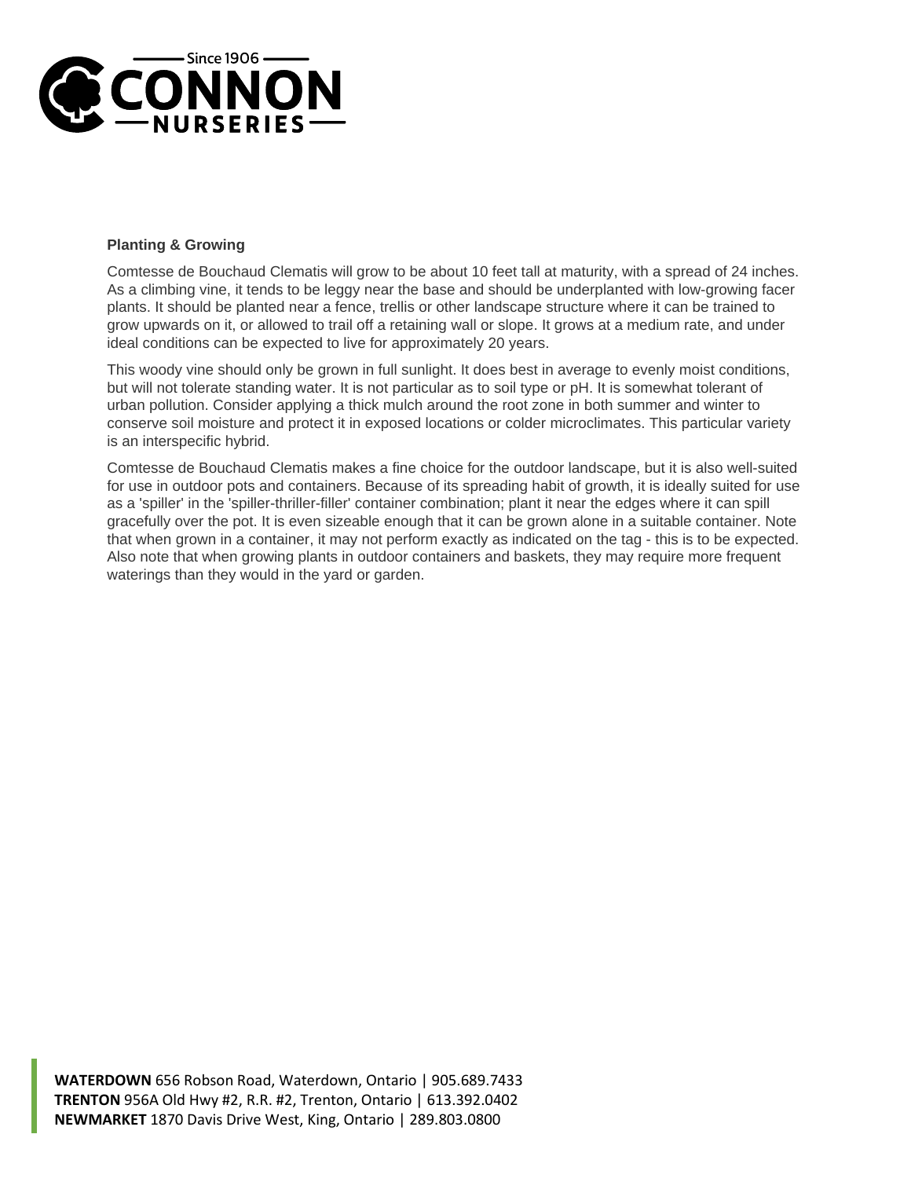## Planting & Growing

Comtesse de Bouchaud Clematis will grow to be about 10 feet tall at maturity, with a spread of 24 inches. As a climbing vine, it tends to be leggy near the base and should be underplanted with low-growing facer plants. It should be planted near a fence, trellis or other landscape structure where it can be trained to grow upwards on it, or allowed to trail off a retaining wall or slope. It grows at a medium rate, and under ideal conditions can be expected to live for approximately 20 years.

This woody vine should only be grown in full sunlight. It does best in average to evenly moist conditions, but will not tolerate standing water. It is not particular as to soil type or pH. It is somewhat tolerant of urban pollution. Consider applying a thick mulch around the root zone in both summer and winter to conserve soil moisture and protect it in exposed locations or colder microclimates. This particular variety is an interspecific hybrid.

Comtesse de Bouchaud Clematis makes a fine choice for the outdoor landscape, but it is also well-suited for use in outdoor pots and containers. Because of its spreading habit of growth, it is ideally suited for use as a 'spiller' in the 'spiller-thriller-filler' container combination; plant it near the edges where it can spill gracefully over the pot. It is even sizeable enough that it can be grown alone in a suitable container. Note that when grown in a container, it may not perform exactly as indicated on the tag - this is to be expected. Also note that when growing plants in outdoor containers and baskets, they may require more frequent waterings than they would in the yard or garden.